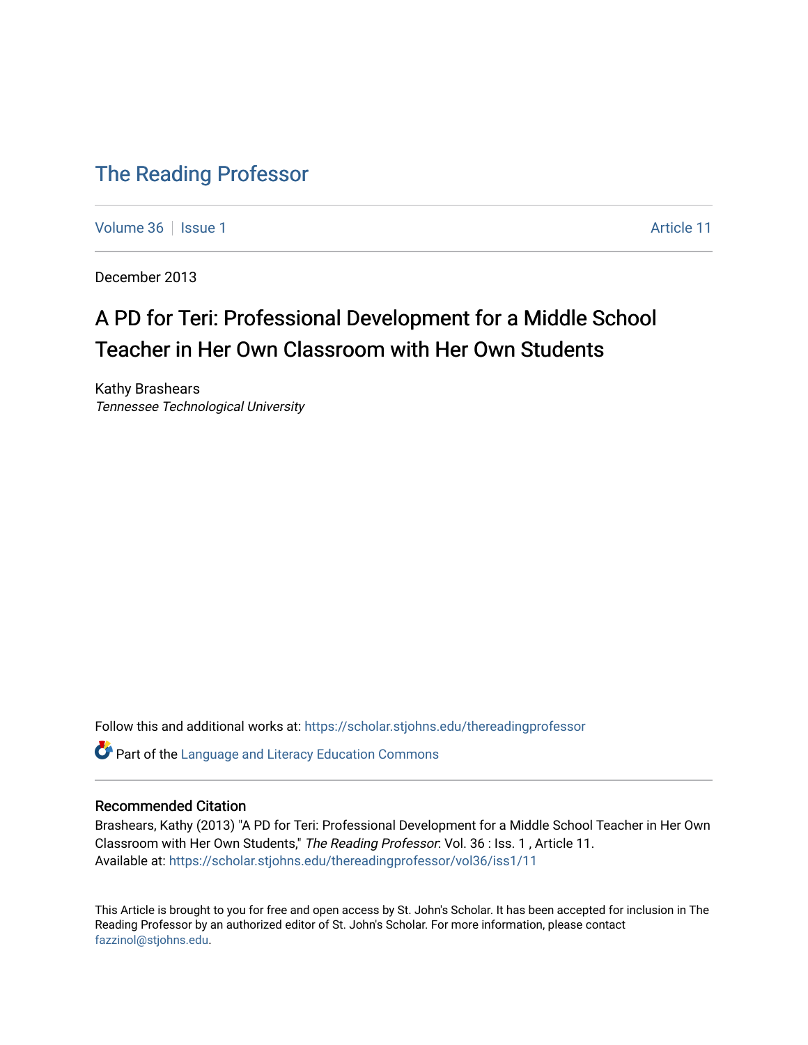# The Reading Professor

Volume 36 | Issue 1 | Article 11

December 2013

## A PD for Teri: Professional Development for a Middle School Teacher in Her Own Classroom with Her Own Students

Kathy Brashears
*Tennessee Technological University*

Follow this and additional works at: https://scholar.stjohns.edu/thereadingprofessor

Part of the Language and Literacy Education Commons

### Recommended Citation

Brashears, Kathy (2013) "A PD for Teri: Professional Development for a Middle School Teacher in Her Own Classroom with Her Own Students," *The Reading Professor*: Vol. 36 : Iss. 1 , Article 11.
Available at: https://scholar.stjohns.edu/thereadingprofessor/vol36/iss1/11

This Article is brought to you for free and open access by St. John's Scholar. It has been accepted for inclusion in The Reading Professor by an authorized editor of St. John's Scholar. For more information, please contact fazzinol@stjohns.edu.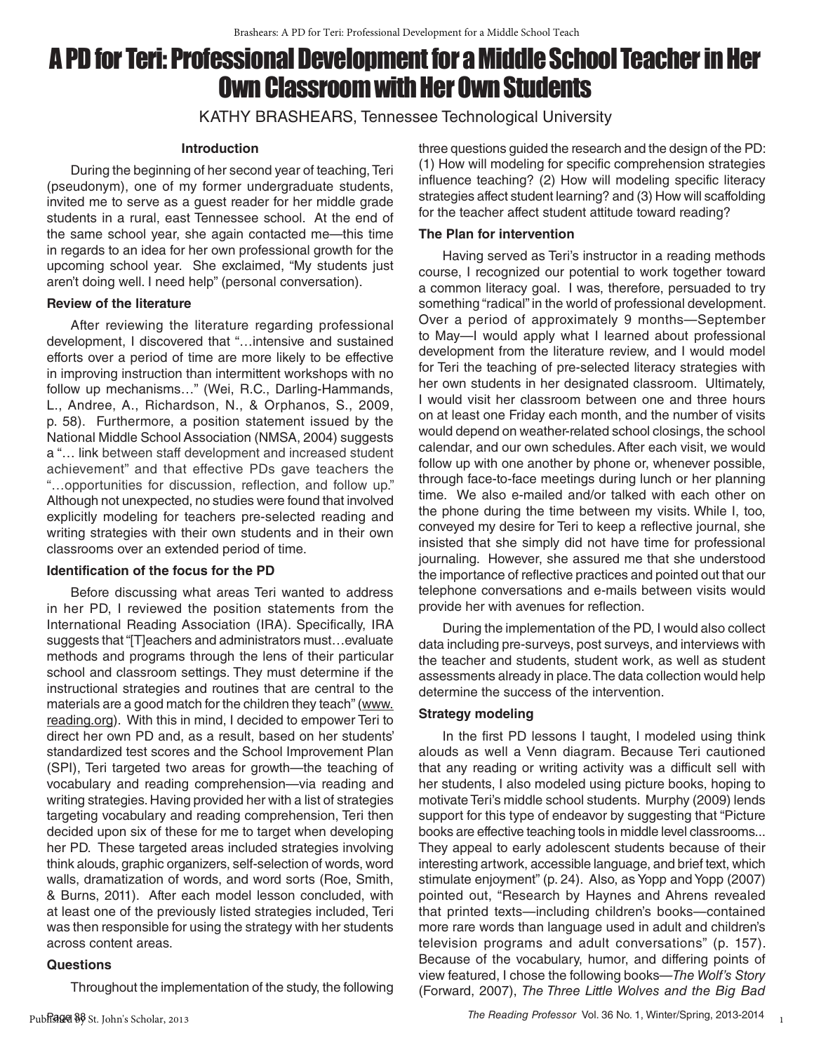# A PD for Teri: Professional Development for a Middle School Teacher in Her Own Classroom with Her Own Students

KATHY BRASHEARS, Tennessee Technological University

### Introduction

During the beginning of her second year of teaching, Teri (pseudonym), one of my former undergraduate students, invited me to serve as a guest reader for her middle grade students in a rural, east Tennessee school. At the end of the same school year, she again contacted me—this time in regards to an idea for her own professional growth for the upcoming school year. She exclaimed, "My students just aren't doing well. I need help" (personal conversation).

### Review of the literature

After reviewing the literature regarding professional development, I discovered that "…intensive and sustained efforts over a period of time are more likely to be effective in improving instruction than intermittent workshops with no follow up mechanisms…" (Wei, R.C., Darling-Hammands, L., Andree, A., Richardson, N., & Orphanos, S., 2009, p. 58). Furthermore, a position statement issued by the National Middle School Association (NMSA, 2004) suggests a "… link between staff development and increased student achievement" and that effective PDs gave teachers the "…opportunities for discussion, reflection, and follow up." Although not unexpected, no studies were found that involved explicitly modeling for teachers pre-selected reading and writing strategies with their own students and in their own classrooms over an extended period of time.

### Identification of the focus for the PD

Before discussing what areas Teri wanted to address in her PD, I reviewed the position statements from the International Reading Association (IRA). Specifically, IRA suggests that "[T]eachers and administrators must…evaluate methods and programs through the lens of their particular school and classroom settings. They must determine if the instructional strategies and routines that are central to the materials are a good match for the children they teach" (www.reading.org). With this in mind, I decided to empower Teri to direct her own PD and, as a result, based on her students' standardized test scores and the School Improvement Plan (SPI), Teri targeted two areas for growth—the teaching of vocabulary and reading comprehension—via reading and writing strategies. Having provided her with a list of strategies targeting vocabulary and reading comprehension, Teri then decided upon six of these for me to target when developing her PD. These targeted areas included strategies involving think alouds, graphic organizers, self-selection of words, word walls, dramatization of words, and word sorts (Roe, Smith, & Burns, 2011). After each model lesson concluded, with at least one of the previously listed strategies included, Teri was then responsible for using the strategy with her students across content areas.

### Questions

Throughout the implementation of the study, the following three questions guided the research and the design of the PD: (1) How will modeling for specific comprehension strategies influence teaching? (2) How will modeling specific literacy strategies affect student learning? and (3) How will scaffolding for the teacher affect student attitude toward reading?

### The Plan for intervention

Having served as Teri's instructor in a reading methods course, I recognized our potential to work together toward a common literacy goal. I was, therefore, persuaded to try something "radical" in the world of professional development. Over a period of approximately 9 months—September to May—I would apply what I learned about professional development from the literature review, and I would model for Teri the teaching of pre-selected literacy strategies with her own students in her designated classroom. Ultimately, I would visit her classroom between one and three hours on at least one Friday each month, and the number of visits would depend on weather-related school closings, the school calendar, and our own schedules. After each visit, we would follow up with one another by phone or, whenever possible, through face-to-face meetings during lunch or her planning time. We also e-mailed and/or talked with each other on the phone during the time between my visits. While I, too, conveyed my desire for Teri to keep a reflective journal, she insisted that she simply did not have time for professional journaling. However, she assured me that she understood the importance of reflective practices and pointed out that our telephone conversations and e-mails between visits would provide her with avenues for reflection.

During the implementation of the PD, I would also collect data including pre-surveys, post surveys, and interviews with the teacher and students, student work, as well as student assessments already in place. The data collection would help determine the success of the intervention.

### Strategy modeling

In the first PD lessons I taught, I modeled using think alouds as well a Venn diagram. Because Teri cautioned that any reading or writing activity was a difficult sell with her students, I also modeled using picture books, hoping to motivate Teri's middle school students. Murphy (2009) lends support for this type of endeavor by suggesting that "Picture books are effective teaching tools in middle level classrooms... They appeal to early adolescent students because of their interesting artwork, accessible language, and brief text, which stimulate enjoyment" (p. 24). Also, as Yopp and Yopp (2007) pointed out, "Research by Haynes and Ahrens revealed that printed texts—including children's books—contained more rare words than language used in adult and children's television programs and adult conversations" (p. 157). Because of the vocabulary, humor, and differing points of view featured, I chose the following books—*The Wolf's Story* (Forward, 2007), *The Three Little Wolves and the Big Bad*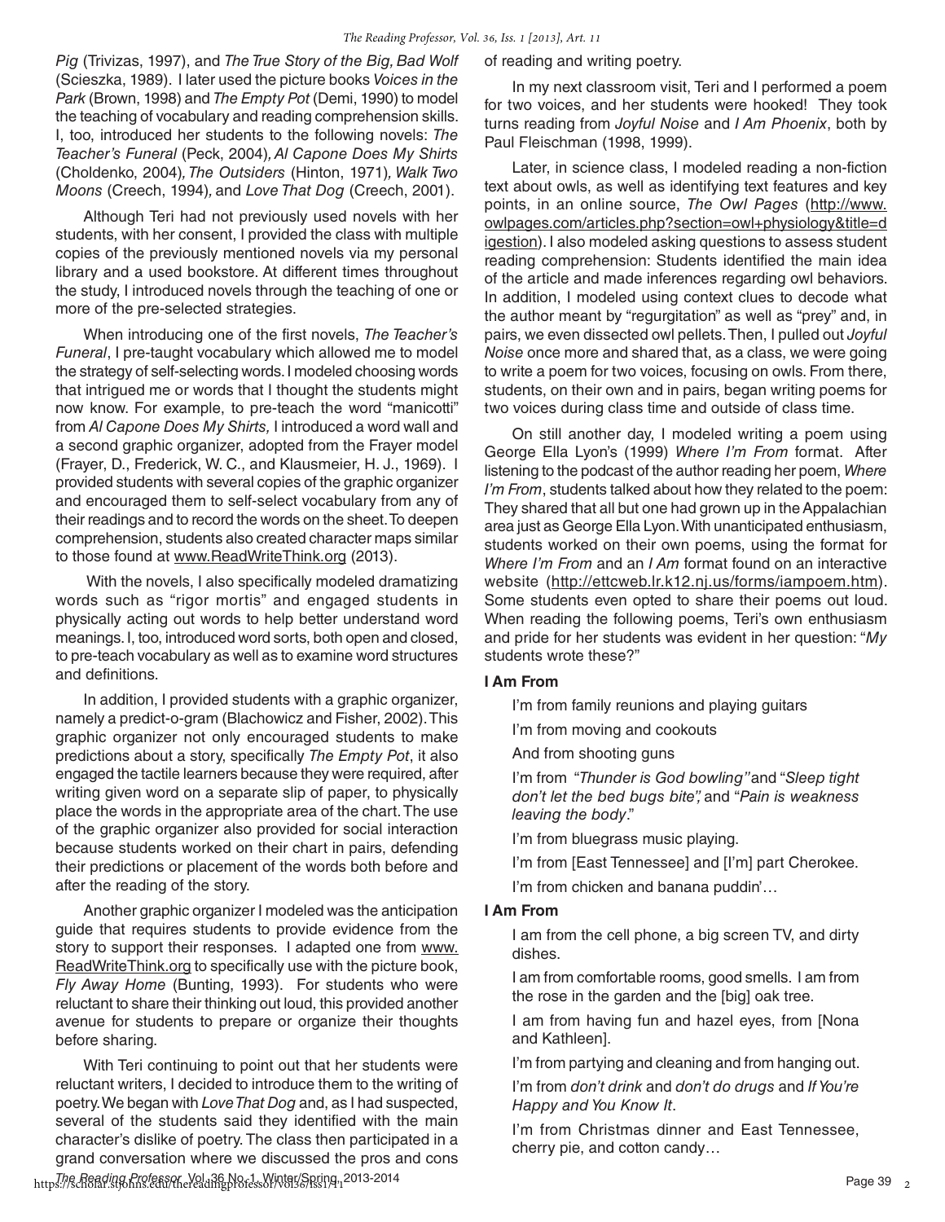*Pig* (Trivizas, 1997), and *The True Story of the Big, Bad Wolf* (Scieszka, 1989). I later used the picture books *Voices in the Park* (Brown, 1998) and *The Empty Pot* (Demi, 1990) to model the teaching of vocabulary and reading comprehension skills. I, too, introduced her students to the following novels: *The Teacher's Funeral* (Peck, 2004), *Al Capone Does My Shirts* (Choldenko, 2004), *The Outsiders* (Hinton, 1971), *Walk Two Moons* (Creech, 1994), and *Love That Dog* (Creech, 2001).

Although Teri had not previously used novels with her students, with her consent, I provided the class with multiple copies of the previously mentioned novels via my personal library and a used bookstore. At different times throughout the study, I introduced novels through the teaching of one or more of the pre-selected strategies.

When introducing one of the first novels, *The Teacher's Funeral*, I pre-taught vocabulary which allowed me to model the strategy of self-selecting words. I modeled choosing words that intrigued me or words that I thought the students might now know. For example, to pre-teach the word "manicotti" from *Al Capone Does My Shirts,* I introduced a word wall and a second graphic organizer, adopted from the Frayer model (Frayer, D., Frederick, W. C., and Klausmeier, H. J., 1969). I provided students with several copies of the graphic organizer and encouraged them to self-select vocabulary from any of their readings and to record the words on the sheet. To deepen comprehension, students also created character maps similar to those found at www.ReadWriteThink.org (2013).

With the novels, I also specifically modeled dramatizing words such as "rigor mortis" and engaged students in physically acting out words to help better understand word meanings. I, too, introduced word sorts, both open and closed, to pre-teach vocabulary as well as to examine word structures and definitions.

In addition, I provided students with a graphic organizer, namely a predict-o-gram (Blachowicz and Fisher, 2002). This graphic organizer not only encouraged students to make predictions about a story, specifically *The Empty Pot*, it also engaged the tactile learners because they were required, after writing given word on a separate slip of paper, to physically place the words in the appropriate area of the chart. The use of the graphic organizer also provided for social interaction because students worked on their chart in pairs, defending their predictions or placement of the words both before and after the reading of the story.

Another graphic organizer I modeled was the anticipation guide that requires students to provide evidence from the story to support their responses. I adapted one from www.ReadWriteThink.org to specifically use with the picture book, *Fly Away Home* (Bunting, 1993). For students who were reluctant to share their thinking out loud, this provided another avenue for students to prepare or organize their thoughts before sharing.

With Teri continuing to point out that her students were reluctant writers, I decided to introduce them to the writing of poetry. We began with *Love That Dog* and, as I had suspected, several of the students said they identified with the main character's dislike of poetry. The class then participated in a grand conversation where we discussed the pros and cons of reading and writing poetry.

In my next classroom visit, Teri and I performed a poem for two voices, and her students were hooked! They took turns reading from *Joyful Noise* and *I Am Phoenix*, both by Paul Fleischman (1998, 1999).

Later, in science class, I modeled reading a non-fiction text about owls, as well as identifying text features and key points, in an online source, *The Owl Pages* (http://www.owlpages.com/articles.php?section=owl+physiology&title=digestion). I also modeled asking questions to assess student reading comprehension: Students identified the main idea of the article and made inferences regarding owl behaviors. In addition, I modeled using context clues to decode what the author meant by "regurgitation" as well as "prey" and, in pairs, we even dissected owl pellets. Then, I pulled out *Joyful Noise* once more and shared that, as a class, we were going to write a poem for two voices, focusing on owls. From there, students, on their own and in pairs, began writing poems for two voices during class time and outside of class time.

On still another day, I modeled writing a poem using George Ella Lyon's (1999) *Where I'm From* format. After listening to the podcast of the author reading her poem, *Where I'm From*, students talked about how they related to the poem: They shared that all but one had grown up in the Appalachian area just as George Ella Lyon. With unanticipated enthusiasm, students worked on their own poems, using the format for *Where I'm From* and an *I Am* format found on an interactive website (http://ettcweb.lr.k12.nj.us/forms/iampoem.htm). Some students even opted to share their poems out loud. When reading the following poems, Teri's own enthusiasm and pride for her students was evident in her question: "*My* students wrote these?"

**I Am From**

I'm from family reunions and playing guitars

I'm from moving and cookouts

And from shooting guns

I'm from "*Thunder is God bowling"* and "*Sleep tight don't let the bed bugs bite",* and "*Pain is weakness leaving the body*."

I'm from bluegrass music playing.

I'm from [East Tennessee] and [I'm] part Cherokee.

I'm from chicken and banana puddin'…

**I Am From**

I am from the cell phone, a big screen TV, and dirty dishes.

I am from comfortable rooms, good smells. I am from the rose in the garden and the [big] oak tree.

I am from having fun and hazel eyes, from [Nona and Kathleen].

I'm from partying and cleaning and from hanging out.

I'm from *don't drink* and *don't do drugs* and *If You're Happy and You Know It*.

I'm from Christmas dinner and East Tennessee, cherry pie, and cotton candy…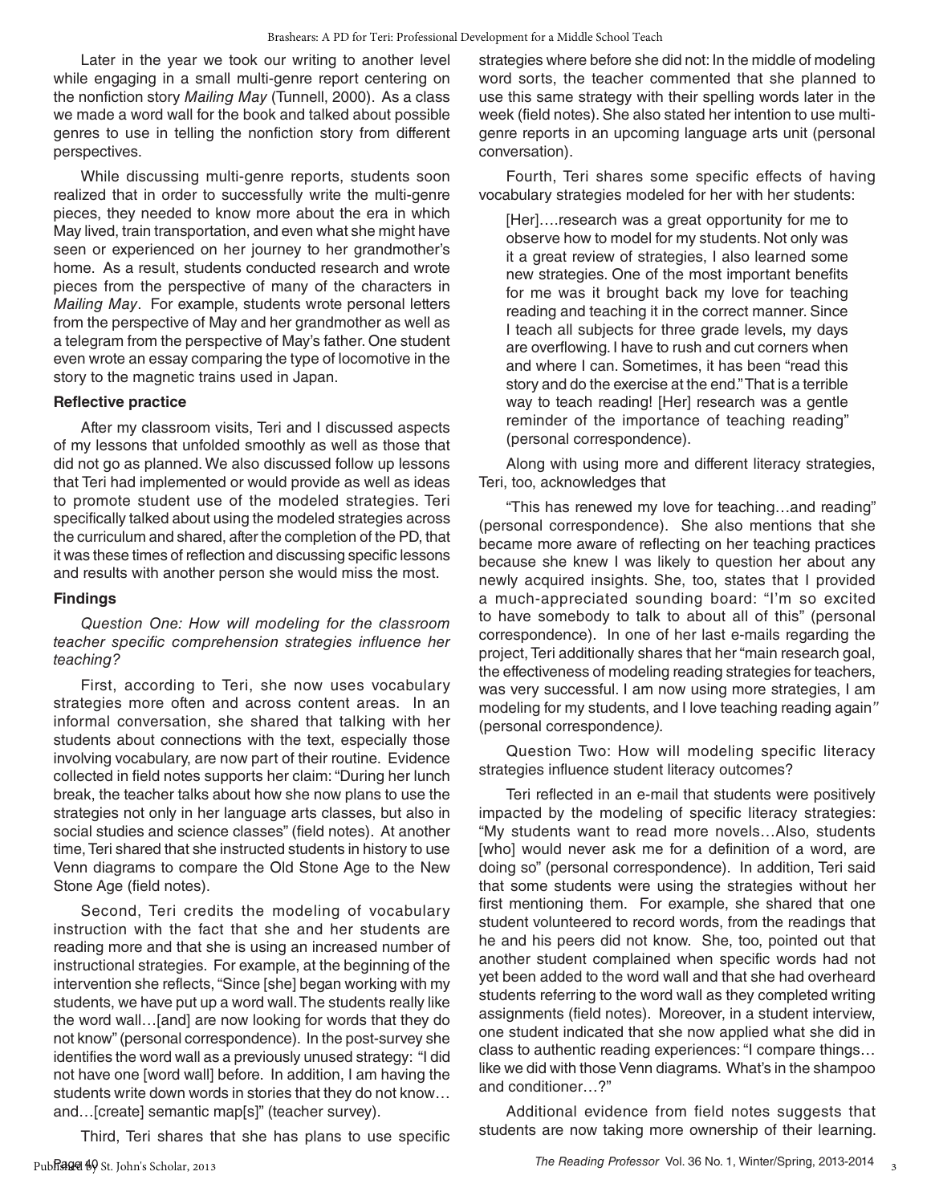Later in the year we took our writing to another level while engaging in a small multi-genre report centering on the nonfiction story *Mailing May* (Tunnell, 2000). As a class we made a word wall for the book and talked about possible genres to use in telling the nonfiction story from different perspectives.

While discussing multi-genre reports, students soon realized that in order to successfully write the multi-genre pieces, they needed to know more about the era in which May lived, train transportation, and even what she might have seen or experienced on her journey to her grandmother's home. As a result, students conducted research and wrote pieces from the perspective of many of the characters in *Mailing May*. For example, students wrote personal letters from the perspective of May and her grandmother as well as a telegram from the perspective of May's father. One student even wrote an essay comparing the type of locomotive in the story to the magnetic trains used in Japan.

### Reflective practice

After my classroom visits, Teri and I discussed aspects of my lessons that unfolded smoothly as well as those that did not go as planned. We also discussed follow up lessons that Teri had implemented or would provide as well as ideas to promote student use of the modeled strategies. Teri specifically talked about using the modeled strategies across the curriculum and shared, after the completion of the PD, that it was these times of reflection and discussing specific lessons and results with another person she would miss the most.

### Findings

*Question One: How will modeling for the classroom teacher specific comprehension strategies influence her teaching?*

First, according to Teri, she now uses vocabulary strategies more often and across content areas. In an informal conversation, she shared that talking with her students about connections with the text, especially those involving vocabulary, are now part of their routine. Evidence collected in field notes supports her claim: "During her lunch break, the teacher talks about how she now plans to use the strategies not only in her language arts classes, but also in social studies and science classes" (field notes). At another time, Teri shared that she instructed students in history to use Venn diagrams to compare the Old Stone Age to the New Stone Age (field notes).

Second, Teri credits the modeling of vocabulary instruction with the fact that she and her students are reading more and that she is using an increased number of instructional strategies. For example, at the beginning of the intervention she reflects, "Since [she] began working with my students, we have put up a word wall. The students really like the word wall…[and] are now looking for words that they do not know" (personal correspondence). In the post-survey she identifies the word wall as a previously unused strategy: "I did not have one [word wall] before. In addition, I am having the students write down words in stories that they do not know… and…[create] semantic map[s]" (teacher survey).

Third, Teri shares that she has plans to use specific strategies where before she did not: In the middle of modeling word sorts, the teacher commented that she planned to use this same strategy with their spelling words later in the week (field notes). She also stated her intention to use multi-genre reports in an upcoming language arts unit (personal conversation).

Fourth, Teri shares some specific effects of having vocabulary strategies modeled for her with her students:

> [Her]….research was a great opportunity for me to observe how to model for my students. Not only was it a great review of strategies, I also learned some new strategies. One of the most important benefits for me was it brought back my love for teaching reading and teaching it in the correct manner. Since I teach all subjects for three grade levels, my days are overflowing. I have to rush and cut corners when and where I can. Sometimes, it has been "read this story and do the exercise at the end." That is a terrible way to teach reading! [Her] research was a gentle reminder of the importance of teaching reading" (personal correspondence).

Along with using more and different literacy strategies, Teri, too, acknowledges that

"This has renewed my love for teaching…and reading" (personal correspondence). She also mentions that she became more aware of reflecting on her teaching practices because she knew I was likely to question her about any newly acquired insights. She, too, states that I provided a much-appreciated sounding board: "I'm so excited to have somebody to talk to about all of this" (personal correspondence). In one of her last e-mails regarding the project, Teri additionally shares that her "main research goal, the effectiveness of modeling reading strategies for teachers, was very successful. I am now using more strategies, I am modeling for my students, and I love teaching reading again" (personal correspondence*)*.

Question Two: How will modeling specific literacy strategies influence student literacy outcomes?

Teri reflected in an e-mail that students were positively impacted by the modeling of specific literacy strategies: "My students want to read more novels…Also, students [who] would never ask me for a definition of a word, are doing so" (personal correspondence). In addition, Teri said that some students were using the strategies without her first mentioning them. For example, she shared that one student volunteered to record words, from the readings that he and his peers did not know. She, too, pointed out that another student complained when specific words had not yet been added to the word wall and that she had overheard students referring to the word wall as they completed writing assignments (field notes). Moreover, in a student interview, one student indicated that she now applied what she did in class to authentic reading experiences: "I compare things… like we did with those Venn diagrams. What's in the shampoo and conditioner…?"

Additional evidence from field notes suggests that students are now taking more ownership of their learning.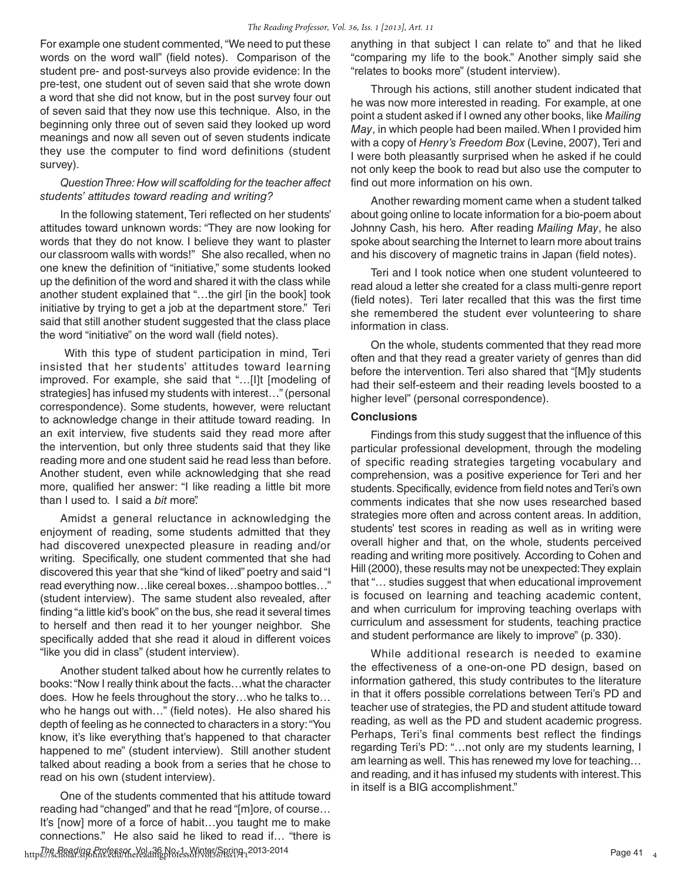For example one student commented, "We need to put these words on the word wall" (field notes). Comparison of the student pre- and post-surveys also provide evidence: In the pre-test, one student out of seven said that she wrote down a word that she did not know, but in the post survey four out of seven said that they now use this technique. Also, in the beginning only three out of seven said they looked up word meanings and now all seven out of seven students indicate they use the computer to find word definitions (student survey).

*Question Three: How will scaffolding for the teacher affect students' attitudes toward reading and writing?*

In the following statement, Teri reflected on her students' attitudes toward unknown words: "They are now looking for words that they do not know. I believe they want to plaster our classroom walls with words!" She also recalled, when no one knew the definition of "initiative," some students looked up the definition of the word and shared it with the class while another student explained that "…the girl [in the book] took initiative by trying to get a job at the department store." Teri said that still another student suggested that the class place the word "initiative" on the word wall (field notes).

With this type of student participation in mind, Teri insisted that her students' attitudes toward learning improved. For example, she said that "…[I]t [modeling of strategies] has infused my students with interest…" (personal correspondence). Some students, however, were reluctant to acknowledge change in their attitude toward reading. In an exit interview, five students said they read more after the intervention, but only three students said that they like reading more and one student said he read less than before. Another student, even while acknowledging that she read more, qualified her answer: "I like reading a little bit more than I used to. I said a *bit* more".

Amidst a general reluctance in acknowledging the enjoyment of reading, some students admitted that they had discovered unexpected pleasure in reading and/or writing. Specifically, one student commented that she had discovered this year that she "kind of liked" poetry and said "I read everything now…like cereal boxes…shampoo bottles…" (student interview). The same student also revealed, after finding "a little kid's book" on the bus, she read it several times to herself and then read it to her younger neighbor. She specifically added that she read it aloud in different voices "like you did in class" (student interview).

Another student talked about how he currently relates to books: "Now I really think about the facts…what the character does. How he feels throughout the story…who he talks to…who he hangs out with…" (field notes). He also shared his depth of feeling as he connected to characters in a story: "You know, it's like everything that's happened to that character happened to me" (student interview). Still another student talked about reading a book from a series that he chose to read on his own (student interview).

One of the students commented that his attitude toward reading had "changed" and that he read "[m]ore, of course… It's [now] more of a force of habit…you taught me to make connections." He also said he liked to read if… "there is anything in that subject I can relate to" and that he liked "comparing my life to the book." Another simply said she "relates to books more" (student interview).

Through his actions, still another student indicated that he was now more interested in reading. For example, at one point a student asked if I owned any other books, like *Mailing May*, in which people had been mailed. When I provided him with a copy of *Henry's Freedom Box* (Levine, 2007), Teri and I were both pleasantly surprised when he asked if he could not only keep the book to read but also use the computer to find out more information on his own.

Another rewarding moment came when a student talked about going online to locate information for a bio-poem about Johnny Cash, his hero. After reading *Mailing May*, he also spoke about searching the Internet to learn more about trains and his discovery of magnetic trains in Japan (field notes).

Teri and I took notice when one student volunteered to read aloud a letter she created for a class multi-genre report (field notes). Teri later recalled that this was the first time she remembered the student ever volunteering to share information in class.

On the whole, students commented that they read more often and that they read a greater variety of genres than did before the intervention. Teri also shared that "[M]y students had their self-esteem and their reading levels boosted to a higher level" (personal correspondence).

**Conclusions**

Findings from this study suggest that the influence of this particular professional development, through the modeling of specific reading strategies targeting vocabulary and comprehension, was a positive experience for Teri and her students. Specifically, evidence from field notes and Teri's own comments indicates that she now uses researched based strategies more often and across content areas. In addition, students' test scores in reading as well as in writing were overall higher and that, on the whole, students perceived reading and writing more positively. According to Cohen and Hill (2000), these results may not be unexpected: They explain that "… studies suggest that when educational improvement is focused on learning and teaching academic content, and when curriculum for improving teaching overlaps with curriculum and assessment for students, teaching practice and student performance are likely to improve" (p. 330).

While additional research is needed to examine the effectiveness of a one-on-one PD design, based on information gathered, this study contributes to the literature in that it offers possible correlations between Teri's PD and teacher use of strategies, the PD and student attitude toward reading, as well as the PD and student academic progress. Perhaps, Teri's final comments best reflect the findings regarding Teri's PD: "…not only are my students learning, I am learning as well. This has renewed my love for teaching… and reading, and it has infused my students with interest. This in itself is a BIG accomplishment."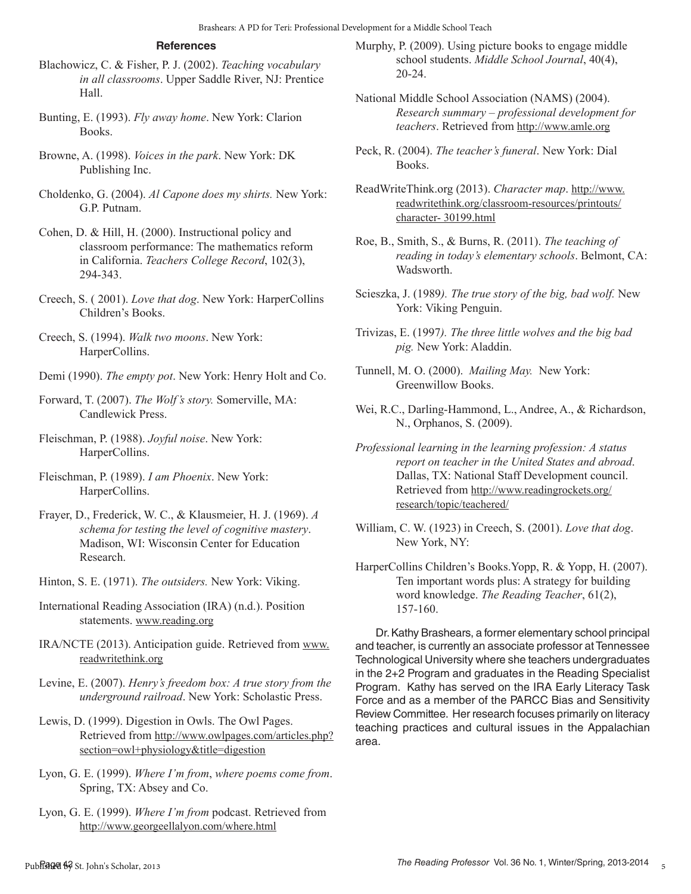### References

Blachowicz, C. & Fisher, P. J. (2002). *Teaching vocabulary in all classrooms*. Upper Saddle River, NJ: Prentice Hall.

Bunting, E. (1993). *Fly away home*. New York: Clarion Books.

Browne, A. (1998). *Voices in the park*. New York: DK Publishing Inc.

Choldenko, G. (2004). *Al Capone does my shirts.* New York: G.P. Putnam.

Cohen, D. & Hill, H. (2000). Instructional policy and classroom performance: The mathematics reform in California. *Teachers College Record*, 102(3), 294-343.

Creech, S. ( 2001). *Love that dog*. New York: HarperCollins Children's Books.

Creech, S. (1994). *Walk two moons*. New York: HarperCollins.

Demi (1990). *The empty pot*. New York: Henry Holt and Co.

Forward, T. (2007). *The Wolf's story.* Somerville, MA: Candlewick Press.

Fleischman, P. (1988). *Joyful noise*. New York: HarperCollins.

Fleischman, P. (1989). *I am Phoenix*. New York: HarperCollins.

Frayer, D., Frederick, W. C., & Klausmeier, H. J. (1969). *A schema for testing the level of cognitive mastery*. Madison, WI: Wisconsin Center for Education Research.

Hinton, S. E. (1971). *The outsiders.* New York: Viking.

International Reading Association (IRA) (n.d.). Position statements. www.reading.org

IRA/NCTE (2013). Anticipation guide. Retrieved from www.readwritethink.org

Levine, E. (2007). *Henry's freedom box: A true story from the underground railroad*. New York: Scholastic Press.

Lewis, D. (1999). Digestion in Owls. The Owl Pages. Retrieved from http://www.owlpages.com/articles.php?section=owl+physiology&title=digestion

Lyon, G. E. (1999). *Where I'm from*, *where poems come from*. Spring, TX: Absey and Co.

Lyon, G. E. (1999). *Where I'm from* podcast. Retrieved from http://www.georgeellalyon.com/where.html

Murphy, P. (2009). Using picture books to engage middle school students. *Middle School Journal*, 40(4), 20-24.

National Middle School Association (NAMS) (2004). *Research summary – professional development for teachers*. Retrieved from http://www.amle.org

Peck, R. (2004). *The teacher's funeral*. New York: Dial Books.

ReadWriteThink.org (2013). *Character map*. http://www.readwritethink.org/classroom-resources/printouts/character- 30199.html

Roe, B., Smith, S., & Burns, R. (2011). *The teaching of reading in today's elementary schools*. Belmont, CA: Wadsworth.

Scieszka, J. (1989*). The true story of the big, bad wolf.* New York: Viking Penguin.

Trivizas, E. (1997*). The three little wolves and the big bad pig.* New York: Aladdin.

Tunnell, M. O. (2000). *Mailing May.* New York: Greenwillow Books.

Wei, R.C., Darling-Hammond, L., Andree, A., & Richardson, N., Orphanos, S. (2009).

*Professional learning in the learning profession: A status report on teacher in the United States and abroad*. Dallas, TX: National Staff Development council. Retrieved from http://www.readingrockets.org/research/topic/teachered/

William, C. W. (1923) in Creech, S. (2001). *Love that dog*. New York, NY:

HarperCollins Children's Books.Yopp, R. & Yopp, H. (2007). Ten important words plus: A strategy for building word knowledge. *The Reading Teacher*, 61(2), 157-160.

Dr. Kathy Brashears, a former elementary school principal and teacher, is currently an associate professor at Tennessee Technological University where she teachers undergraduates in the 2+2 Program and graduates in the Reading Specialist Program. Kathy has served on the IRA Early Literacy Task Force and as a member of the PARCC Bias and Sensitivity Review Committee. Her research focuses primarily on literacy teaching practices and cultural issues in the Appalachian area.